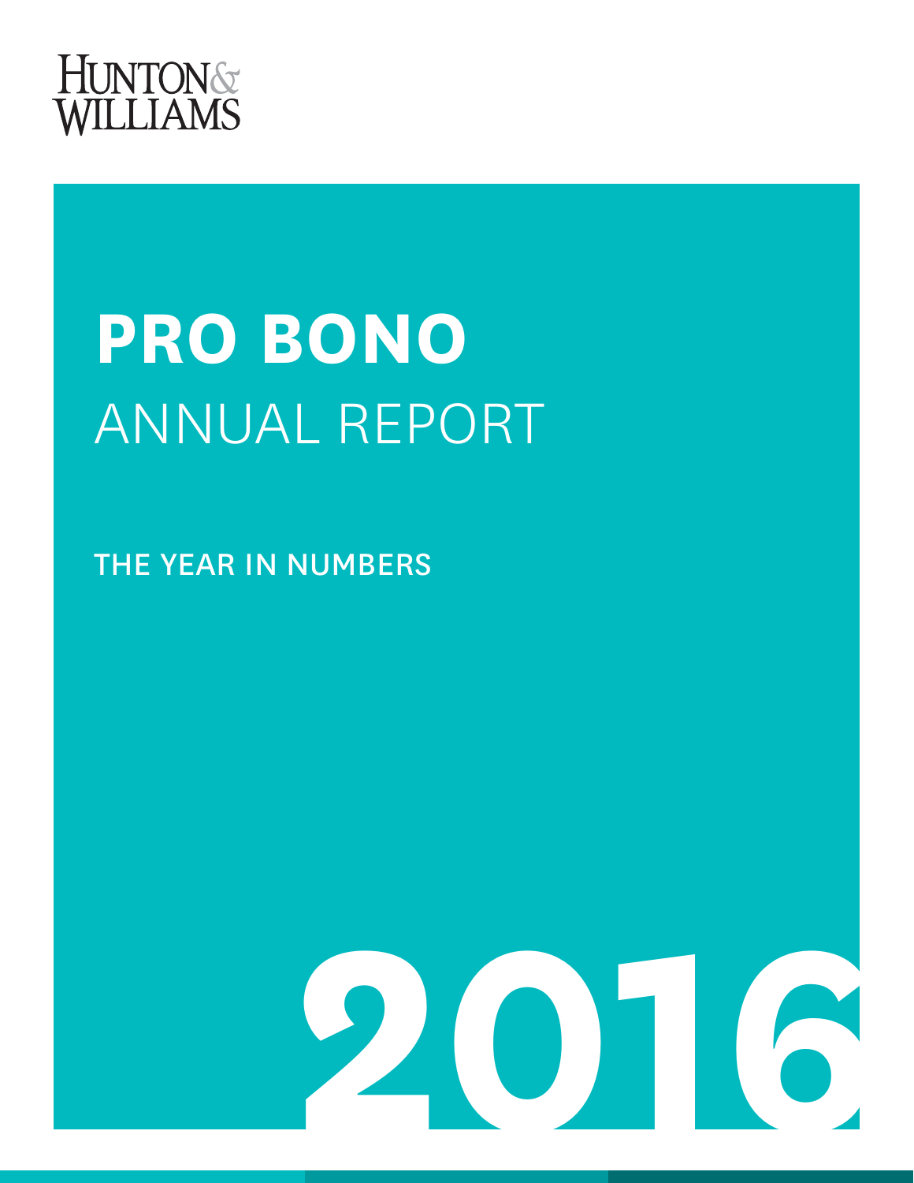HUNTON & WILLIAMS

# PRO BONO
# ANNUAL REPORT

THE YEAR IN NUMBERS

2016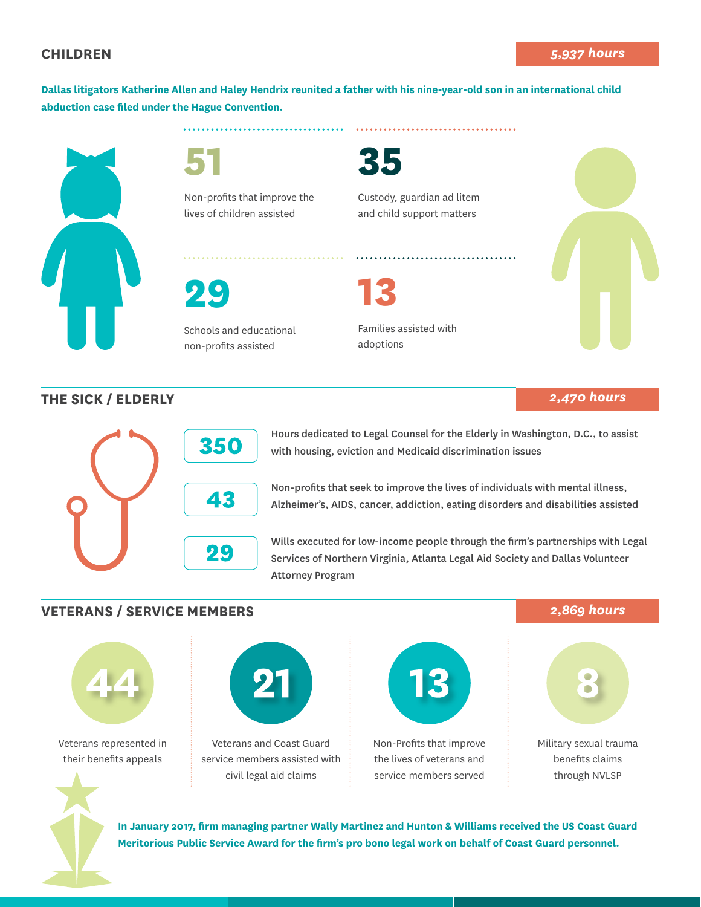## CHILDREN

*5,937 hours*

**Dallas litigators Katherine Allen and Haley Hendrix reunited a father with his nine-year-old son in an international child abduction case filed under the Hague Convention.**

**51**

Non-profits that improve the lives of children assisted

**35**

Custody, guardian ad litem and child support matters

**29**

Schools and educational non-profits assisted

**13**

Families assisted with adoptions

## THE SICK / ELDERLY

*2,470 hours*

**350** — Hours dedicated to Legal Counsel for the Elderly in Washington, D.C., to assist with housing, eviction and Medicaid discrimination issues

**43** — Non-profits that seek to improve the lives of individuals with mental illness, Alzheimer's, AIDS, cancer, addiction, eating disorders and disabilities assisted

**29** — Wills executed for low-income people through the firm's partnerships with Legal Services of Northern Virginia, Atlanta Legal Aid Society and Dallas Volunteer Attorney Program

## VETERANS / SERVICE MEMBERS

*2,869 hours*

**44**

Veterans represented in their benefits appeals

**21**

Veterans and Coast Guard service members assisted with civil legal aid claims

**13**

Non-Profits that improve the lives of veterans and service members served

**8**

Military sexual trauma benefits claims through NVLSP

**In January 2017, firm managing partner Wally Martinez and Hunton & Williams received the US Coast Guard Meritorious Public Service Award for the firm's pro bono legal work on behalf of Coast Guard personnel.**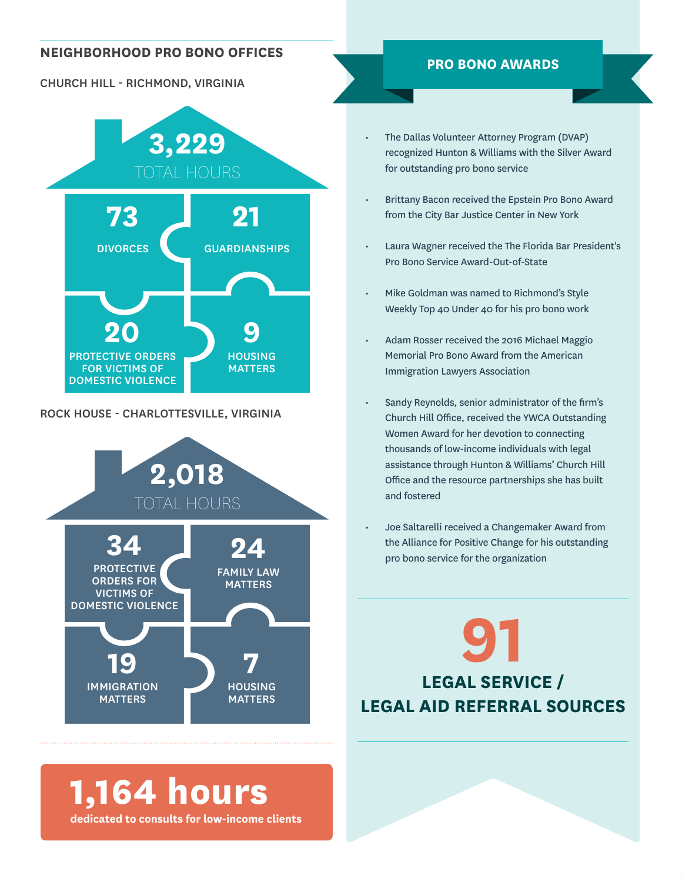## NEIGHBORHOOD PRO BONO OFFICES

### CHURCH HILL - RICHMOND, VIRGINIA

**3,229**
TOTAL HOURS

- **73** DIVORCES
- **21** GUARDIANSHIPS
- **20** PROTECTIVE ORDERS FOR VICTIMS OF DOMESTIC VIOLENCE
- **9** HOUSING MATTERS

### ROCK HOUSE - CHARLOTTESVILLE, VIRGINIA

**2,018**
TOTAL HOURS

- **34** PROTECTIVE ORDERS FOR VICTIMS OF DOMESTIC VIOLENCE
- **24** FAMILY LAW MATTERS
- **19** IMMIGRATION MATTERS
- **7** HOUSING MATTERS

**1,164 hours**
**dedicated to consults for low-income clients**

## PRO BONO AWARDS

- The Dallas Volunteer Attorney Program (DVAP) recognized Hunton & Williams with the Silver Award for outstanding pro bono service
- Brittany Bacon received the Epstein Pro Bono Award from the City Bar Justice Center in New York
- Laura Wagner received the The Florida Bar President's Pro Bono Service Award-Out-of-State
- Mike Goldman was named to Richmond's Style Weekly Top 40 Under 40 for his pro bono work
- Adam Rosser received the 2016 Michael Maggio Memorial Pro Bono Award from the American Immigration Lawyers Association
- Sandy Reynolds, senior administrator of the firm's Church Hill Office, received the YWCA Outstanding Women Award for her devotion to connecting thousands of low-income individuals with legal assistance through Hunton & Williams' Church Hill Office and the resource partnerships she has built and fostered
- Joe Saltarelli received a Changemaker Award from the Alliance for Positive Change for his outstanding pro bono service for the organization

**91**
**LEGAL SERVICE / LEGAL AID REFERRAL SOURCES**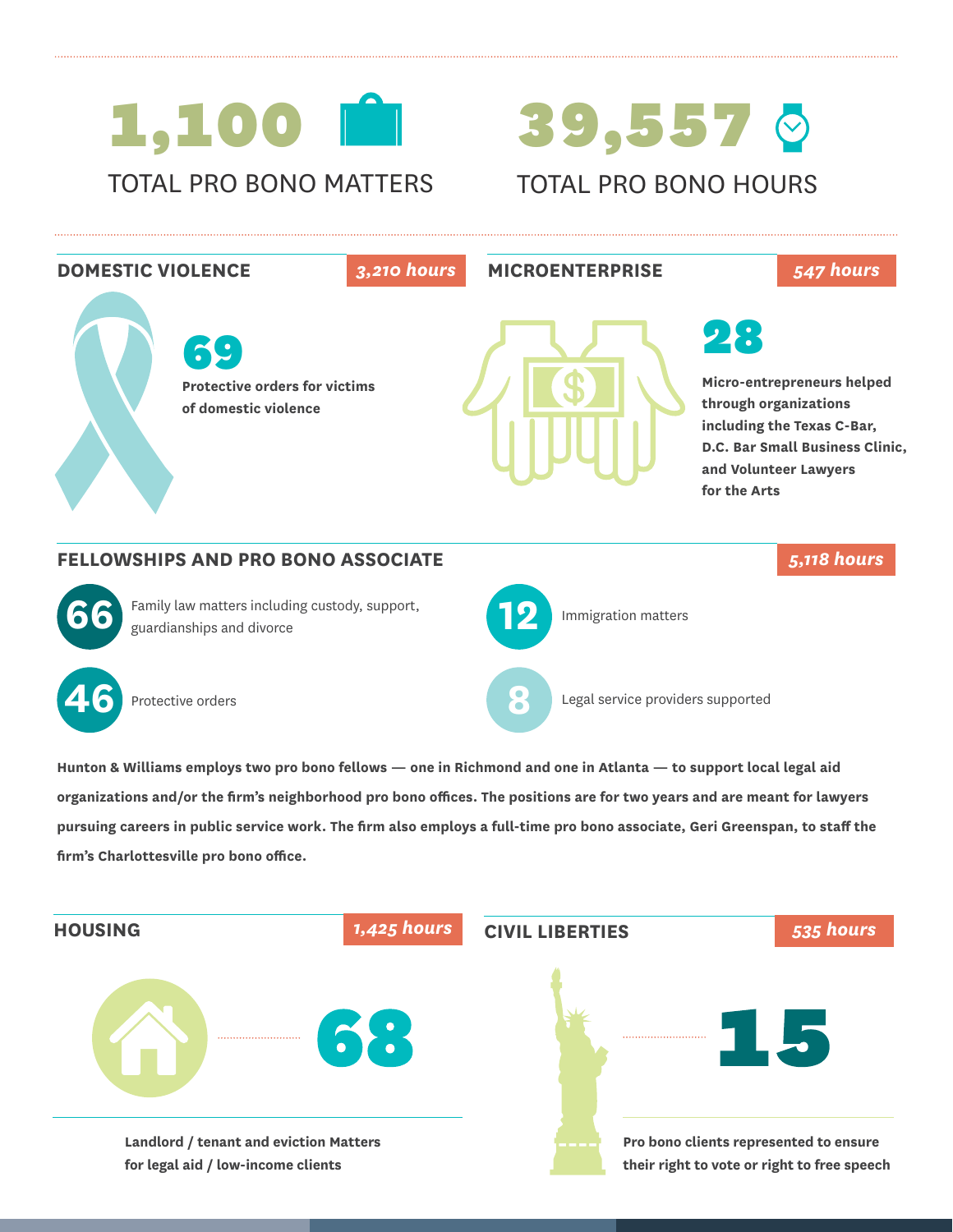**1,100**

TOTAL PRO BONO MATTERS

**39,557**

TOTAL PRO BONO HOURS

## DOMESTIC VIOLENCE

*3,210 hours*

**69**

**Protective orders for victims of domestic violence**

## MICROENTERPRISE

*547 hours*

**28**

**Micro-entrepreneurs helped through organizations including the Texas C-Bar, D.C. Bar Small Business Clinic, and Volunteer Lawyers for the Arts**

## FELLOWSHIPS AND PRO BONO ASSOCIATE

*5,118 hours*

**66** Family law matters including custody, support, guardianships and divorce

**12** Immigration matters

**46** Protective orders

**8** Legal service providers supported

**Hunton & Williams employs two pro bono fellows — one in Richmond and one in Atlanta — to support local legal aid organizations and/or the firm's neighborhood pro bono offices. The positions are for two years and are meant for lawyers pursuing careers in public service work. The firm also employs a full-time pro bono associate, Geri Greenspan, to staff the firm's Charlottesville pro bono office.**

## HOUSING

*1,425 hours*

**68**

**Landlord / tenant and eviction Matters for legal aid / low-income clients**

## CIVIL LIBERTIES

*535 hours*

**15**

**Pro bono clients represented to ensure their right to vote or right to free speech**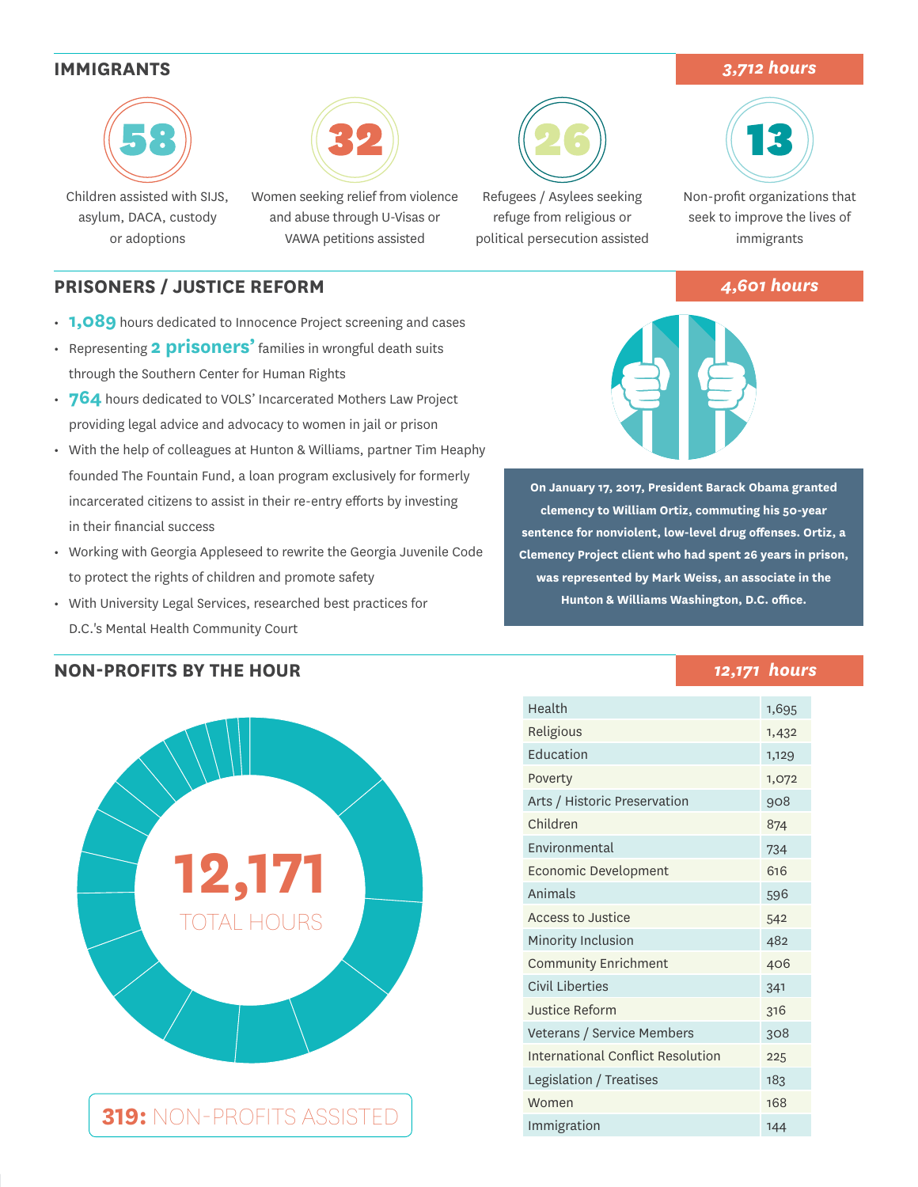## IMMIGRANTS

*3,712 hours*

**58**
Children assisted with SIJS, asylum, DACA, custody or adoptions

**32**
Women seeking relief from violence and abuse through U-Visas or VAWA petitions assisted

**26**
Refugees / Asylees seeking refuge from religious or political persecution assisted

**13**
Non-profit organizations that seek to improve the lives of immigrants

## PRISONERS / JUSTICE REFORM

*4,601 hours*

- **1,089** hours dedicated to Innocence Project screening and cases
- Representing **2 prisoners'** families in wrongful death suits through the Southern Center for Human Rights
- **764** hours dedicated to VOLS' Incarcerated Mothers Law Project providing legal advice and advocacy to women in jail or prison
- With the help of colleagues at Hunton & Williams, partner Tim Heaphy founded The Fountain Fund, a loan program exclusively for formerly incarcerated citizens to assist in their re-entry efforts by investing in their financial success
- Working with Georgia Appleseed to rewrite the Georgia Juvenile Code to protect the rights of children and promote safety
- With University Legal Services, researched best practices for D.C.'s Mental Health Community Court

**On January 17, 2017, President Barack Obama granted clemency to William Ortiz, commuting his 50-year sentence for nonviolent, low-level drug offenses. Ortiz, a Clemency Project client who had spent 26 years in prison, was represented by Mark Weiss, an associate in the Hunton & Williams Washington, D.C. office.**

## NON-PROFITS BY THE HOUR

*12,171 hours*

**12,171** TOTAL HOURS

**319:** NON-PROFITS ASSISTED

| Category | Hours |
|---|---|
| Health | 1,695 |
| Religious | 1,432 |
| Education | 1,129 |
| Poverty | 1,072 |
| Arts / Historic Preservation | 908 |
| Children | 874 |
| Environmental | 734 |
| Economic Development | 616 |
| Animals | 596 |
| Access to Justice | 542 |
| Minority Inclusion | 482 |
| Community Enrichment | 406 |
| Civil Liberties | 341 |
| Justice Reform | 316 |
| Veterans / Service Members | 308 |
| International Conflict Resolution | 225 |
| Legislation / Treatises | 183 |
| Women | 168 |
| Immigration | 144 |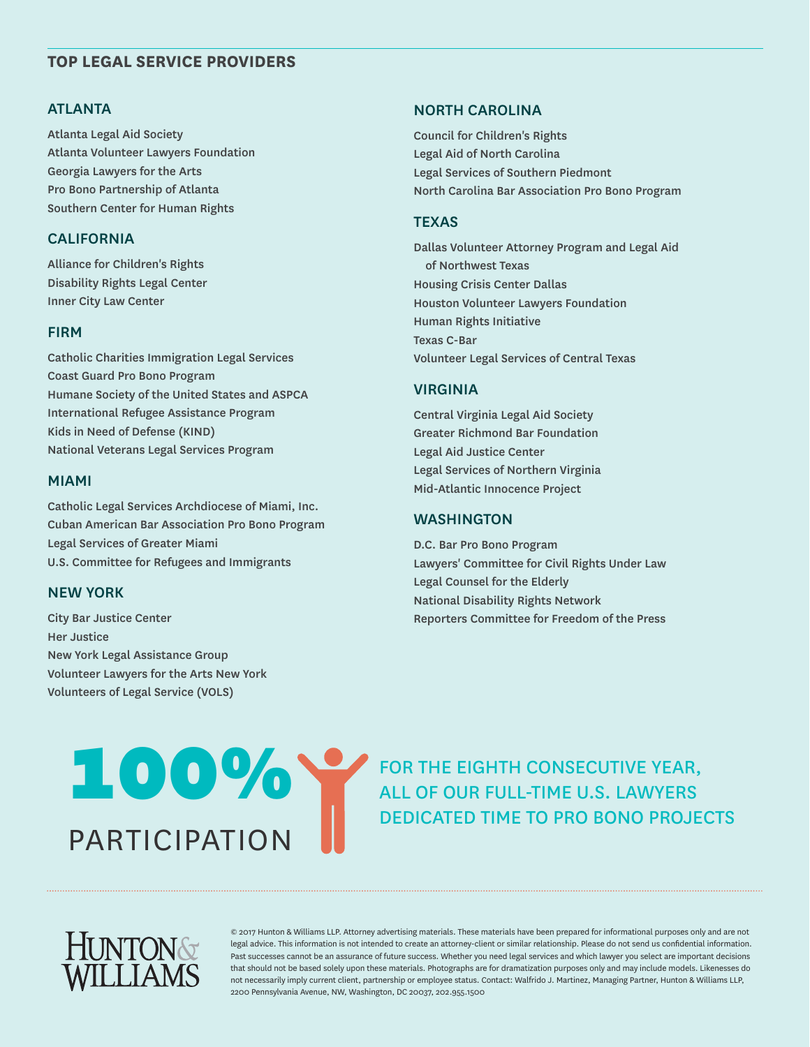## TOP LEGAL SERVICE PROVIDERS

### ATLANTA

Atlanta Legal Aid Society
Atlanta Volunteer Lawyers Foundation
Georgia Lawyers for the Arts
Pro Bono Partnership of Atlanta
Southern Center for Human Rights

### CALIFORNIA

Alliance for Children's Rights
Disability Rights Legal Center
Inner City Law Center

### FIRM

Catholic Charities Immigration Legal Services
Coast Guard Pro Bono Program
Humane Society of the United States and ASPCA
International Refugee Assistance Program
Kids in Need of Defense (KIND)
National Veterans Legal Services Program

### MIAMI

Catholic Legal Services Archdiocese of Miami, Inc.
Cuban American Bar Association Pro Bono Program
Legal Services of Greater Miami
U.S. Committee for Refugees and Immigrants

### NEW YORK

City Bar Justice Center
Her Justice
New York Legal Assistance Group
Volunteer Lawyers for the Arts New York
Volunteers of Legal Service (VOLS)

### NORTH CAROLINA

Council for Children's Rights
Legal Aid of North Carolina
Legal Services of Southern Piedmont
North Carolina Bar Association Pro Bono Program

### TEXAS

Dallas Volunteer Attorney Program and Legal Aid of Northwest Texas
Housing Crisis Center Dallas
Houston Volunteer Lawyers Foundation
Human Rights Initiative
Texas C-Bar
Volunteer Legal Services of Central Texas

### VIRGINIA

Central Virginia Legal Aid Society
Greater Richmond Bar Foundation
Legal Aid Justice Center
Legal Services of Northern Virginia
Mid-Atlantic Innocence Project

### WASHINGTON

D.C. Bar Pro Bono Program
Lawyers' Committee for Civil Rights Under Law
Legal Counsel for the Elderly
National Disability Rights Network
Reporters Committee for Freedom of the Press

**100%**
PARTICIPATION

FOR THE EIGHTH CONSECUTIVE YEAR, ALL OF OUR FULL-TIME U.S. LAWYERS DEDICATED TIME TO PRO BONO PROJECTS

HUNTON & WILLIAMS

© 2017 Hunton & Williams LLP. Attorney advertising materials. These materials have been prepared for informational purposes only and are not legal advice. This information is not intended to create an attorney-client or similar relationship. Please do not send us confidential information. Past successes cannot be an assurance of future success. Whether you need legal services and which lawyer you select are important decisions that should not be based solely upon these materials. Photographs are for dramatization purposes only and may include models. Likenesses do not necessarily imply current client, partnership or employee status. Contact: Walfrido J. Martinez, Managing Partner, Hunton & Williams LLP, 2200 Pennsylvania Avenue, NW, Washington, DC 20037, 202.955.1500